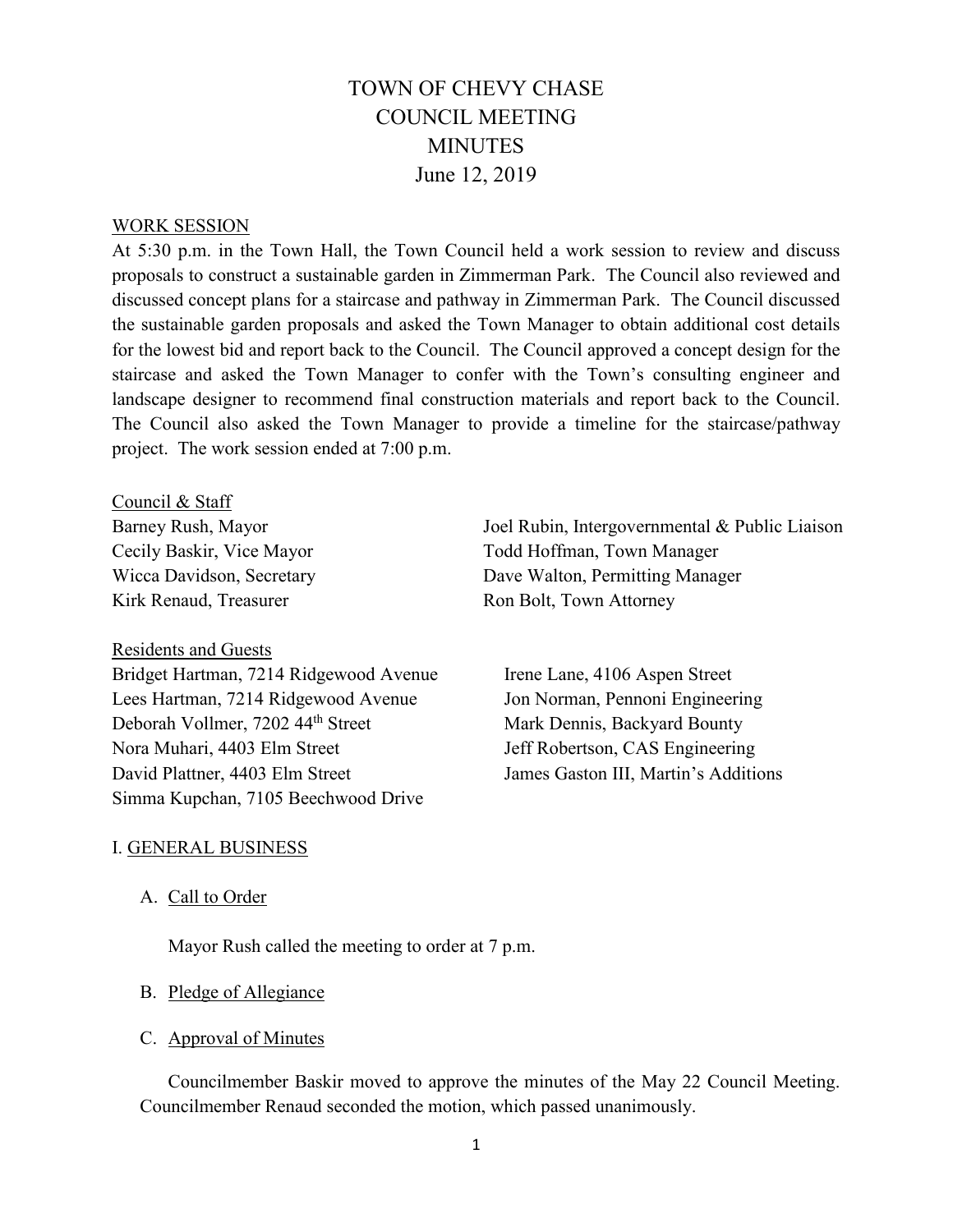# TOWN OF CHEVY CHASE
# COUNCIL MEETING
# MINUTES
# June 12, 2019

## WORK SESSION

At 5:30 p.m. in the Town Hall, the Town Council held a work session to review and discuss proposals to construct a sustainable garden in Zimmerman Park. The Council also reviewed and discussed concept plans for a staircase and pathway in Zimmerman Park. The Council discussed the sustainable garden proposals and asked the Town Manager to obtain additional cost details for the lowest bid and report back to the Council. The Council approved a concept design for the staircase and asked the Town Manager to confer with the Town's consulting engineer and landscape designer to recommend final construction materials and report back to the Council. The Council also asked the Town Manager to provide a timeline for the staircase/pathway project. The work session ended at 7:00 p.m.

### Council & Staff

Barney Rush, Mayor
Cecily Baskir, Vice Mayor
Wicca Davidson, Secretary
Kirk Renaud, Treasurer
Joel Rubin, Intergovernmental & Public Liaison
Todd Hoffman, Town Manager
Dave Walton, Permitting Manager
Ron Bolt, Town Attorney

### Residents and Guests

Bridget Hartman, 7214 Ridgewood Avenue
Lees Hartman, 7214 Ridgewood Avenue
Deborah Vollmer, 7202 44th Street
Nora Muhari, 4403 Elm Street
David Plattner, 4403 Elm Street
Simma Kupchan, 7105 Beechwood Drive
Irene Lane, 4106 Aspen Street
Jon Norman, Pennoni Engineering
Mark Dennis, Backyard Bounty
Jeff Robertson, CAS Engineering
James Gaston III, Martin's Additions

## I. GENERAL BUSINESS

### A. Call to Order

Mayor Rush called the meeting to order at 7 p.m.

### B. Pledge of Allegiance

### C. Approval of Minutes

Councilmember Baskir moved to approve the minutes of the May 22 Council Meeting. Councilmember Renaud seconded the motion, which passed unanimously.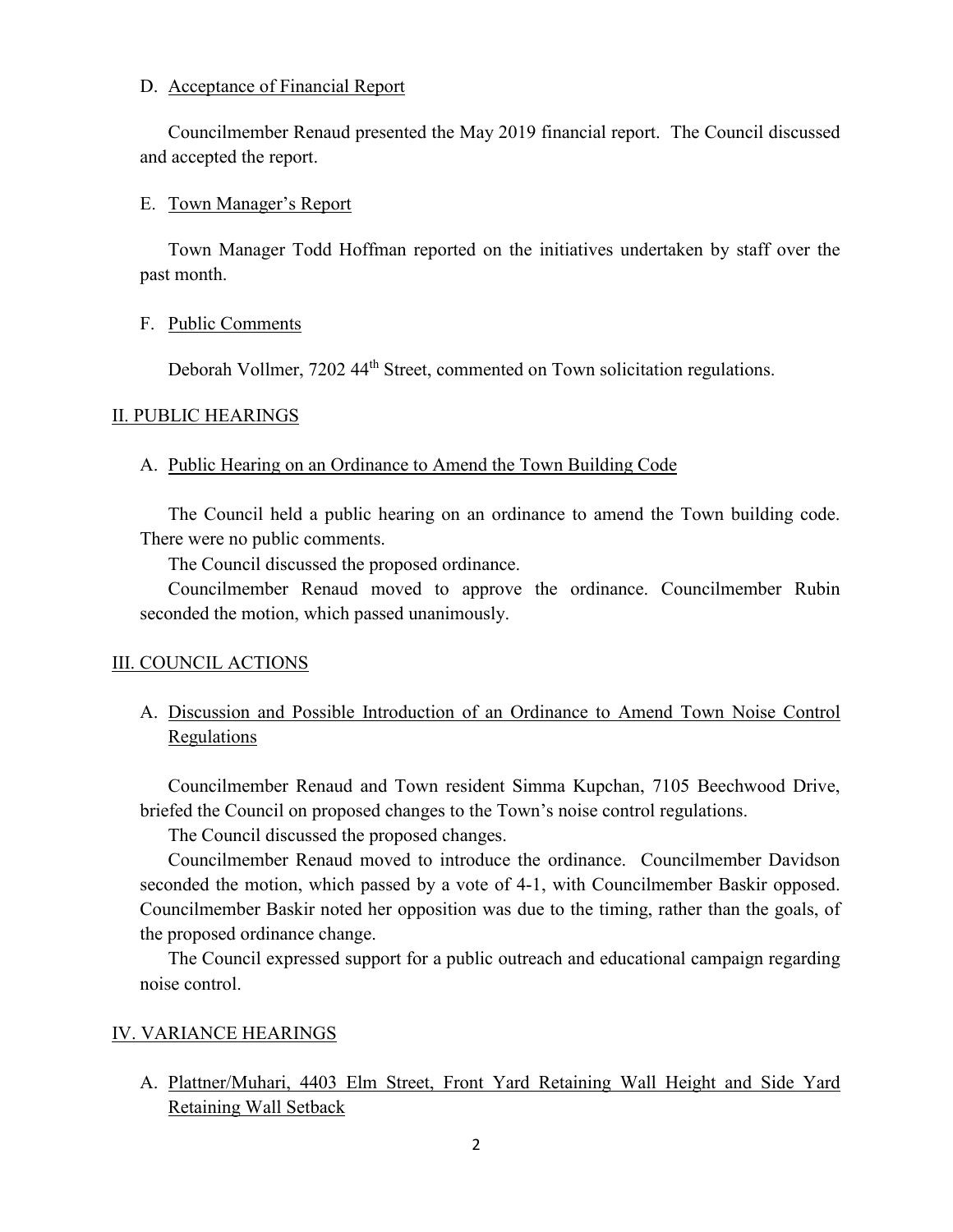D. Acceptance of Financial Report

Councilmember Renaud presented the May 2019 financial report. The Council discussed and accepted the report.

E. Town Manager's Report

Town Manager Todd Hoffman reported on the initiatives undertaken by staff over the past month.

F. Public Comments

Deborah Vollmer, 7202 44th Street, commented on Town solicitation regulations.

## II. PUBLIC HEARINGS

A. Public Hearing on an Ordinance to Amend the Town Building Code

The Council held a public hearing on an ordinance to amend the Town building code. There were no public comments.

The Council discussed the proposed ordinance.

Councilmember Renaud moved to approve the ordinance. Councilmember Rubin seconded the motion, which passed unanimously.

## III. COUNCIL ACTIONS

A. Discussion and Possible Introduction of an Ordinance to Amend Town Noise Control Regulations

Councilmember Renaud and Town resident Simma Kupchan, 7105 Beechwood Drive, briefed the Council on proposed changes to the Town's noise control regulations.

The Council discussed the proposed changes.

Councilmember Renaud moved to introduce the ordinance. Councilmember Davidson seconded the motion, which passed by a vote of 4-1, with Councilmember Baskir opposed. Councilmember Baskir noted her opposition was due to the timing, rather than the goals, of the proposed ordinance change.

The Council expressed support for a public outreach and educational campaign regarding noise control.

## IV. VARIANCE HEARINGS

A. Plattner/Muhari, 4403 Elm Street, Front Yard Retaining Wall Height and Side Yard Retaining Wall Setback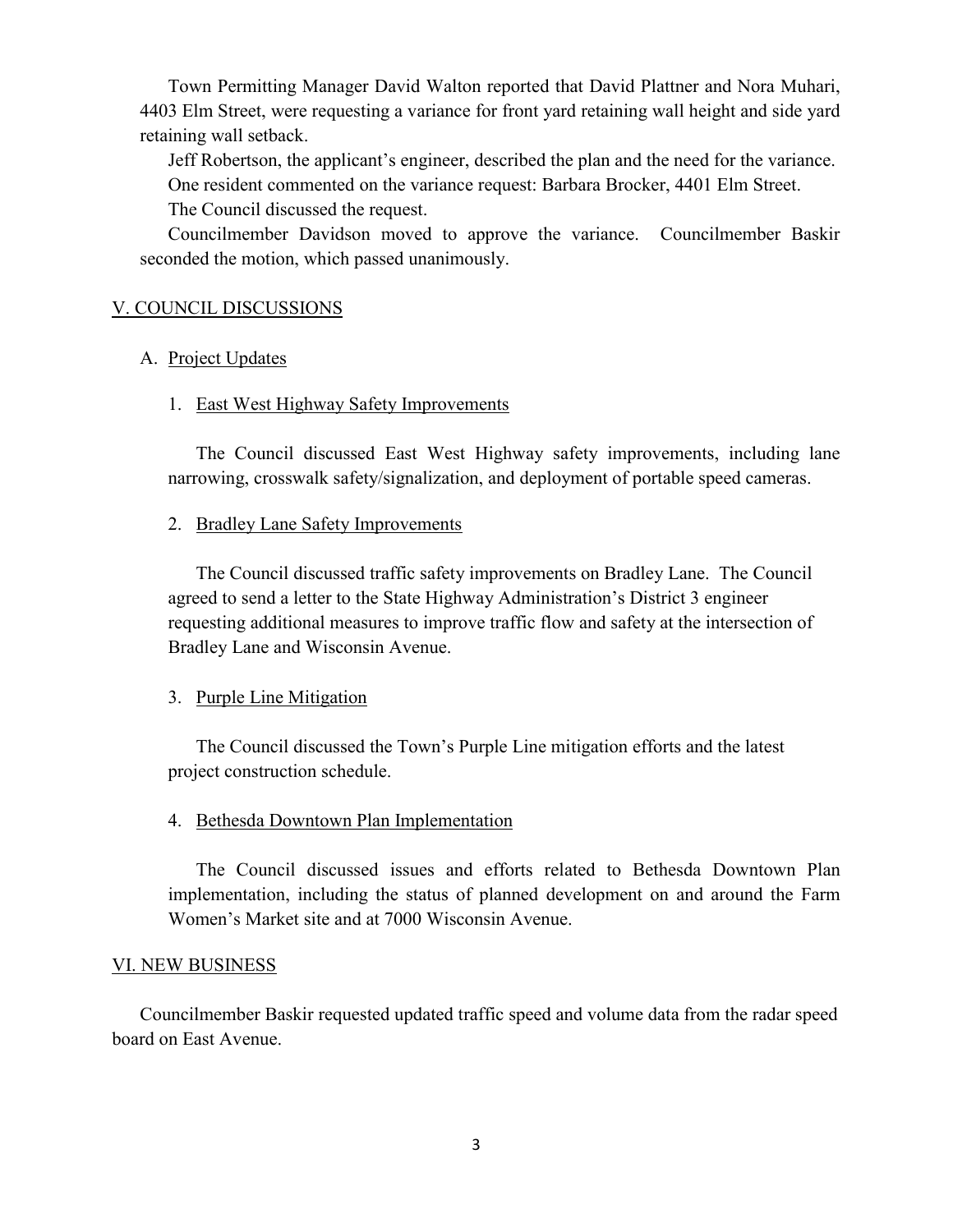Town Permitting Manager David Walton reported that David Plattner and Nora Muhari, 4403 Elm Street, were requesting a variance for front yard retaining wall height and side yard retaining wall setback.

Jeff Robertson, the applicant's engineer, described the plan and the need for the variance.

One resident commented on the variance request: Barbara Brocker, 4401 Elm Street.

The Council discussed the request.

Councilmember Davidson moved to approve the variance. Councilmember Baskir seconded the motion, which passed unanimously.

## V. COUNCIL DISCUSSIONS

### A. Project Updates

#### 1. East West Highway Safety Improvements

The Council discussed East West Highway safety improvements, including lane narrowing, crosswalk safety/signalization, and deployment of portable speed cameras.

#### 2. Bradley Lane Safety Improvements

The Council discussed traffic safety improvements on Bradley Lane. The Council agreed to send a letter to the State Highway Administration's District 3 engineer requesting additional measures to improve traffic flow and safety at the intersection of Bradley Lane and Wisconsin Avenue.

#### 3. Purple Line Mitigation

The Council discussed the Town's Purple Line mitigation efforts and the latest project construction schedule.

#### 4. Bethesda Downtown Plan Implementation

The Council discussed issues and efforts related to Bethesda Downtown Plan implementation, including the status of planned development on and around the Farm Women's Market site and at 7000 Wisconsin Avenue.

## VI. NEW BUSINESS

Councilmember Baskir requested updated traffic speed and volume data from the radar speed board on East Avenue.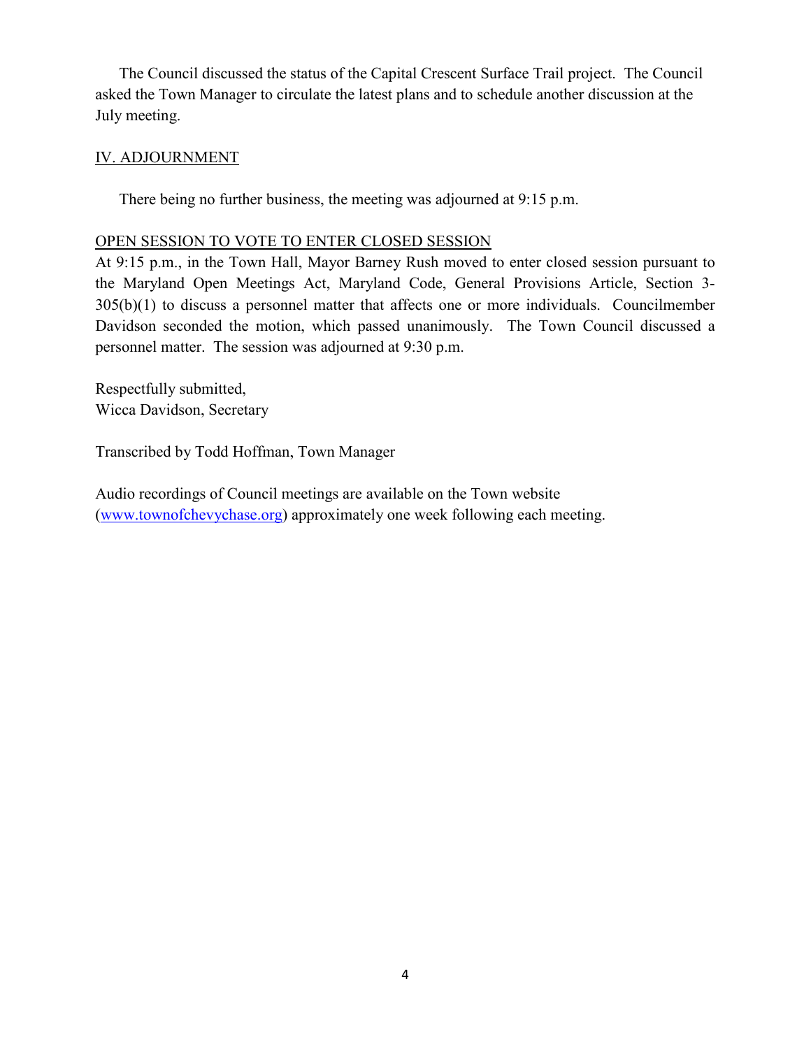The Council discussed the status of the Capital Crescent Surface Trail project. The Council asked the Town Manager to circulate the latest plans and to schedule another discussion at the July meeting.

IV. ADJOURNMENT

There being no further business, the meeting was adjourned at 9:15 p.m.

OPEN SESSION TO VOTE TO ENTER CLOSED SESSION

At 9:15 p.m., in the Town Hall, Mayor Barney Rush moved to enter closed session pursuant to the Maryland Open Meetings Act, Maryland Code, General Provisions Article, Section 3-305(b)(1) to discuss a personnel matter that affects one or more individuals. Councilmember Davidson seconded the motion, which passed unanimously. The Town Council discussed a personnel matter. The session was adjourned at 9:30 p.m.

Respectfully submitted,
Wicca Davidson, Secretary

Transcribed by Todd Hoffman, Town Manager

Audio recordings of Council meetings are available on the Town website ([www.townofchevychase.org](http://www.townofchevychase.org)) approximately one week following each meeting.